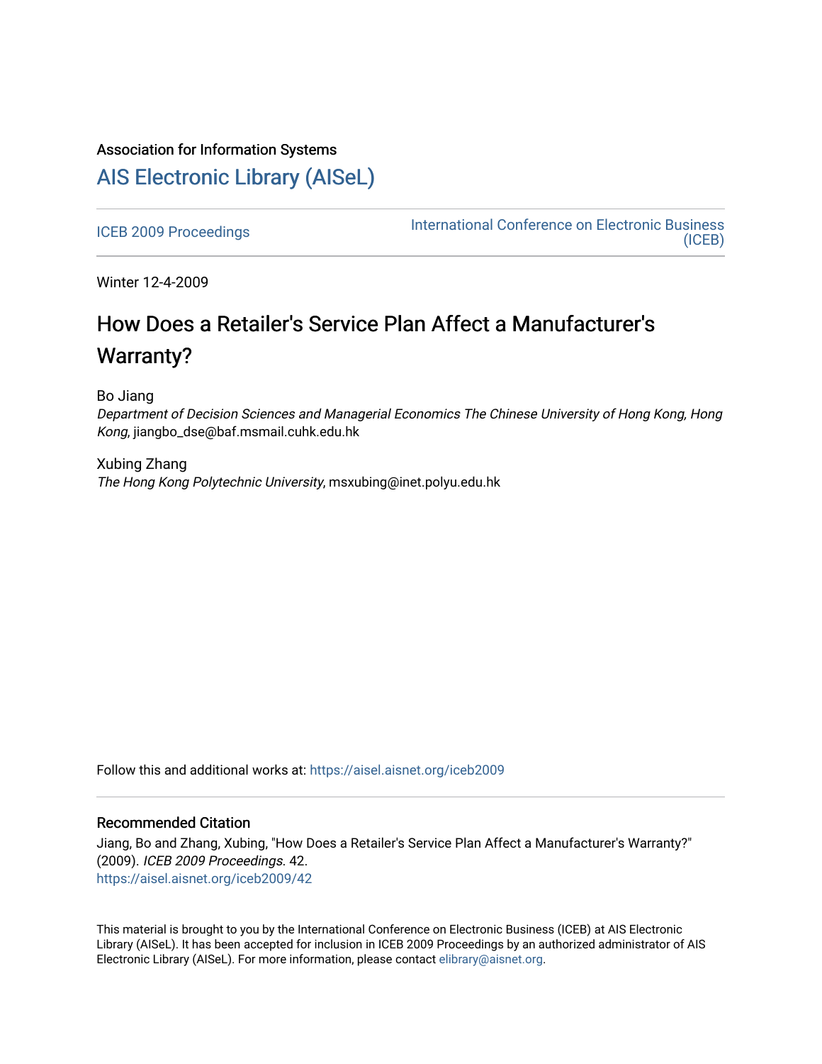Association for Information Systems

# AIS Electronic Library (AISeL)

ICEB 2009 Proceedings

International Conference on Electronic Business (ICEB)

Winter 12-4-2009

# How Does a Retailer's Service Plan Affect a Manufacturer's Warranty?

Bo Jiang

*Department of Decision Sciences and Managerial Economics The Chinese University of Hong Kong, Hong Kong*, jiangbo_dse@baf.msmail.cuhk.edu.hk

Xubing Zhang

*The Hong Kong Polytechnic University*, msxubing@inet.polyu.edu.hk

Follow this and additional works at: https://aisel.aisnet.org/iceb2009

## Recommended Citation

Jiang, Bo and Zhang, Xubing, "How Does a Retailer's Service Plan Affect a Manufacturer's Warranty?" (2009). *ICEB 2009 Proceedings*. 42.
https://aisel.aisnet.org/iceb2009/42

This material is brought to you by the International Conference on Electronic Business (ICEB) at AIS Electronic Library (AISeL). It has been accepted for inclusion in ICEB 2009 Proceedings by an authorized administrator of AIS Electronic Library (AISeL). For more information, please contact elibrary@aisnet.org.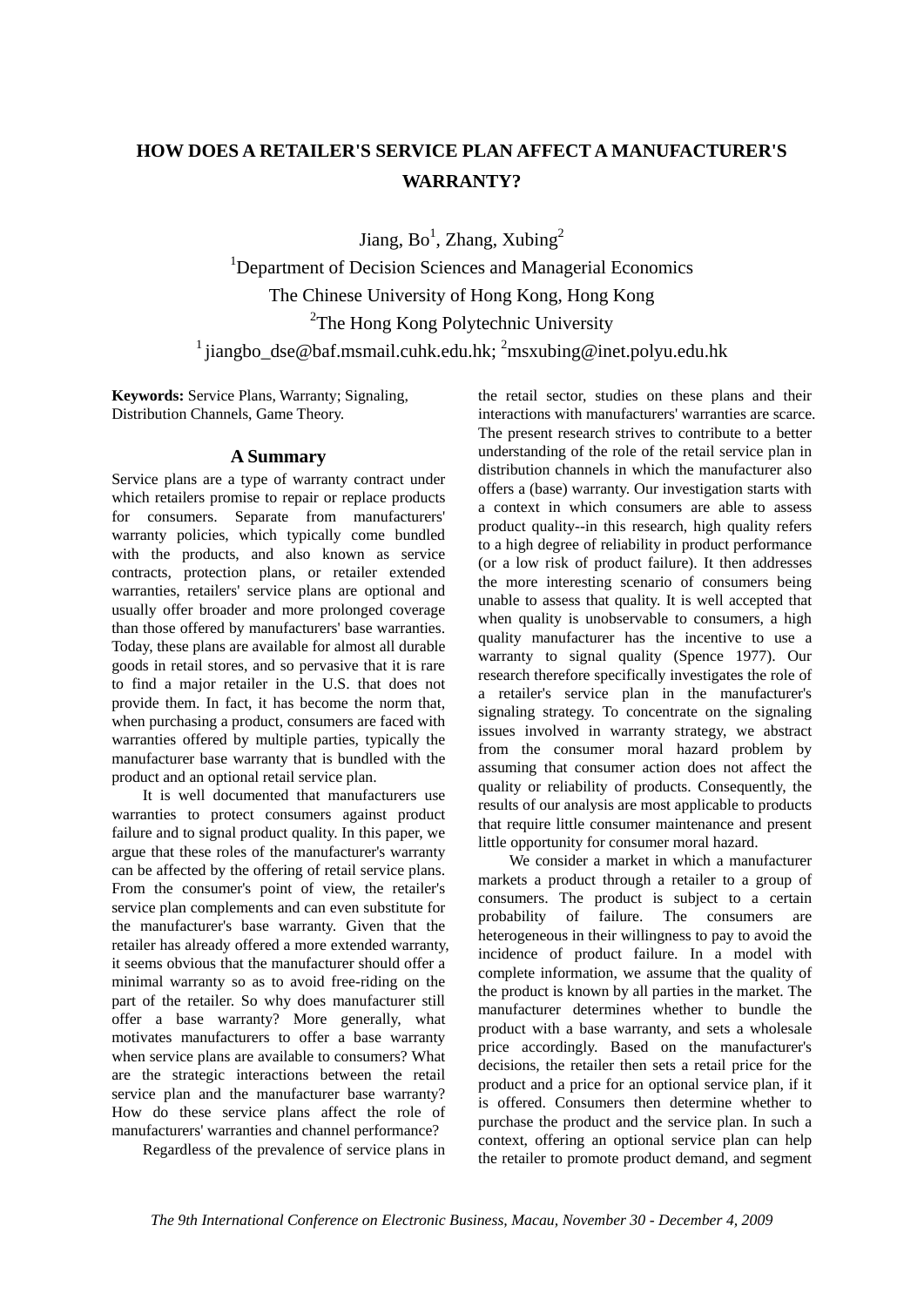# HOW DOES A RETAILER'S SERVICE PLAN AFFECT A MANUFACTURER'S WARRANTY?

Jiang, Bo[1], Zhang, Xubing[2]

[1]Department of Decision Sciences and Managerial Economics
The Chinese University of Hong Kong, Hong Kong
[2]The Hong Kong Polytechnic University
[1] jiangbo_dse@baf.msmail.cuhk.edu.hk; [2]msxubing@inet.polyu.edu.hk

**Keywords:** Service Plans, Warranty; Signaling, Distribution Channels, Game Theory.

## A Summary

Service plans are a type of warranty contract under which retailers promise to repair or replace products for consumers. Separate from manufacturers' warranty policies, which typically come bundled with the products, and also known as service contracts, protection plans, or retailer extended warranties, retailers' service plans are optional and usually offer broader and more prolonged coverage than those offered by manufacturers' base warranties. Today, these plans are available for almost all durable goods in retail stores, and so pervasive that it is rare to find a major retailer in the U.S. that does not provide them. In fact, it has become the norm that, when purchasing a product, consumers are faced with warranties offered by multiple parties, typically the manufacturer base warranty that is bundled with the product and an optional retail service plan.

It is well documented that manufacturers use warranties to protect consumers against product failure and to signal product quality. In this paper, we argue that these roles of the manufacturer's warranty can be affected by the offering of retail service plans. From the consumer's point of view, the retailer's service plan complements and can even substitute for the manufacturer's base warranty. Given that the retailer has already offered a more extended warranty, it seems obvious that the manufacturer should offer a minimal warranty so as to avoid free-riding on the part of the retailer. So why does manufacturer still offer a base warranty? More generally, what motivates manufacturers to offer a base warranty when service plans are available to consumers? What are the strategic interactions between the retail service plan and the manufacturer base warranty? How do these service plans affect the role of manufacturers' warranties and channel performance?

Regardless of the prevalence of service plans in the retail sector, studies on these plans and their interactions with manufacturers' warranties are scarce. The present research strives to contribute to a better understanding of the role of the retail service plan in distribution channels in which the manufacturer also offers a (base) warranty. Our investigation starts with a context in which consumers are able to assess product quality--in this research, high quality refers to a high degree of reliability in product performance (or a low risk of product failure). It then addresses the more interesting scenario of consumers being unable to assess that quality. It is well accepted that when quality is unobservable to consumers, a high quality manufacturer has the incentive to use a warranty to signal quality (Spence 1977). Our research therefore specifically investigates the role of a retailer's service plan in the manufacturer's signaling strategy. To concentrate on the signaling issues involved in warranty strategy, we abstract from the consumer moral hazard problem by assuming that consumer action does not affect the quality or reliability of products. Consequently, the results of our analysis are most applicable to products that require little consumer maintenance and present little opportunity for consumer moral hazard.

We consider a market in which a manufacturer markets a product through a retailer to a group of consumers. The product is subject to a certain probability of failure. The consumers are heterogeneous in their willingness to pay to avoid the incidence of product failure. In a model with complete information, we assume that the quality of the product is known by all parties in the market. The manufacturer determines whether to bundle the product with a base warranty, and sets a wholesale price accordingly. Based on the manufacturer's decisions, the retailer then sets a retail price for the product and a price for an optional service plan, if it is offered. Consumers then determine whether to purchase the product and the service plan. In such a context, offering an optional service plan can help the retailer to promote product demand, and segment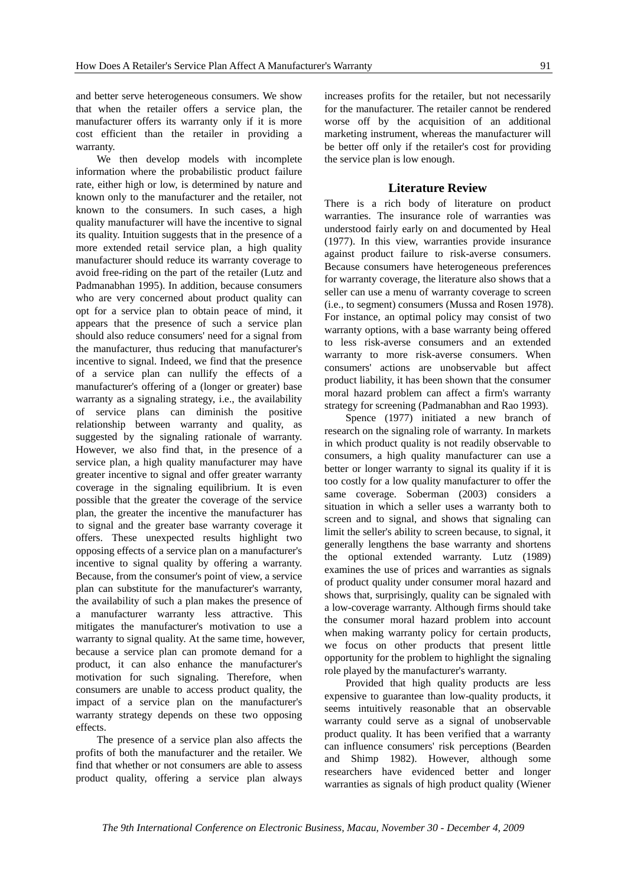and better serve heterogeneous consumers. We show that when the retailer offers a service plan, the manufacturer offers its warranty only if it is more cost efficient than the retailer in providing a warranty.

We then develop models with incomplete information where the probabilistic product failure rate, either high or low, is determined by nature and known only to the manufacturer and the retailer, not known to the consumers. In such cases, a high quality manufacturer will have the incentive to signal its quality. Intuition suggests that in the presence of a more extended retail service plan, a high quality manufacturer should reduce its warranty coverage to avoid free-riding on the part of the retailer (Lutz and Padmanabhan 1995). In addition, because consumers who are very concerned about product quality can opt for a service plan to obtain peace of mind, it appears that the presence of such a service plan should also reduce consumers' need for a signal from the manufacturer, thus reducing that manufacturer's incentive to signal. Indeed, we find that the presence of a service plan can nullify the effects of a manufacturer's offering of a (longer or greater) base warranty as a signaling strategy, i.e., the availability of service plans can diminish the positive relationship between warranty and quality, as suggested by the signaling rationale of warranty. However, we also find that, in the presence of a service plan, a high quality manufacturer may have greater incentive to signal and offer greater warranty coverage in the signaling equilibrium. It is even possible that the greater the coverage of the service plan, the greater the incentive the manufacturer has to signal and the greater base warranty coverage it offers. These unexpected results highlight two opposing effects of a service plan on a manufacturer's incentive to signal quality by offering a warranty. Because, from the consumer's point of view, a service plan can substitute for the manufacturer's warranty, the availability of such a plan makes the presence of a manufacturer warranty less attractive. This mitigates the manufacturer's motivation to use a warranty to signal quality. At the same time, however, because a service plan can promote demand for a product, it can also enhance the manufacturer's motivation for such signaling. Therefore, when consumers are unable to access product quality, the impact of a service plan on the manufacturer's warranty strategy depends on these two opposing effects.

The presence of a service plan also affects the profits of both the manufacturer and the retailer. We find that whether or not consumers are able to assess product quality, offering a service plan always increases profits for the retailer, but not necessarily for the manufacturer. The retailer cannot be rendered worse off by the acquisition of an additional marketing instrument, whereas the manufacturer will be better off only if the retailer's cost for providing the service plan is low enough.

## Literature Review

There is a rich body of literature on product warranties. The insurance role of warranties was understood fairly early on and documented by Heal (1977). In this view, warranties provide insurance against product failure to risk-averse consumers. Because consumers have heterogeneous preferences for warranty coverage, the literature also shows that a seller can use a menu of warranty coverage to screen (i.e., to segment) consumers (Mussa and Rosen 1978). For instance, an optimal policy may consist of two warranty options, with a base warranty being offered to less risk-averse consumers and an extended warranty to more risk-averse consumers. When consumers' actions are unobservable but affect product liability, it has been shown that the consumer moral hazard problem can affect a firm's warranty strategy for screening (Padmanabhan and Rao 1993).

Spence (1977) initiated a new branch of research on the signaling role of warranty. In markets in which product quality is not readily observable to consumers, a high quality manufacturer can use a better or longer warranty to signal its quality if it is too costly for a low quality manufacturer to offer the same coverage. Soberman (2003) considers a situation in which a seller uses a warranty both to screen and to signal, and shows that signaling can limit the seller's ability to screen because, to signal, it generally lengthens the base warranty and shortens the optional extended warranty. Lutz (1989) examines the use of prices and warranties as signals of product quality under consumer moral hazard and shows that, surprisingly, quality can be signaled with a low-coverage warranty. Although firms should take the consumer moral hazard problem into account when making warranty policy for certain products, we focus on other products that present little opportunity for the problem to highlight the signaling role played by the manufacturer's warranty.

Provided that high quality products are less expensive to guarantee than low-quality products, it seems intuitively reasonable that an observable warranty could serve as a signal of unobservable product quality. It has been verified that a warranty can influence consumers' risk perceptions (Bearden and Shimp 1982). However, although some researchers have evidenced better and longer warranties as signals of high product quality (Wiener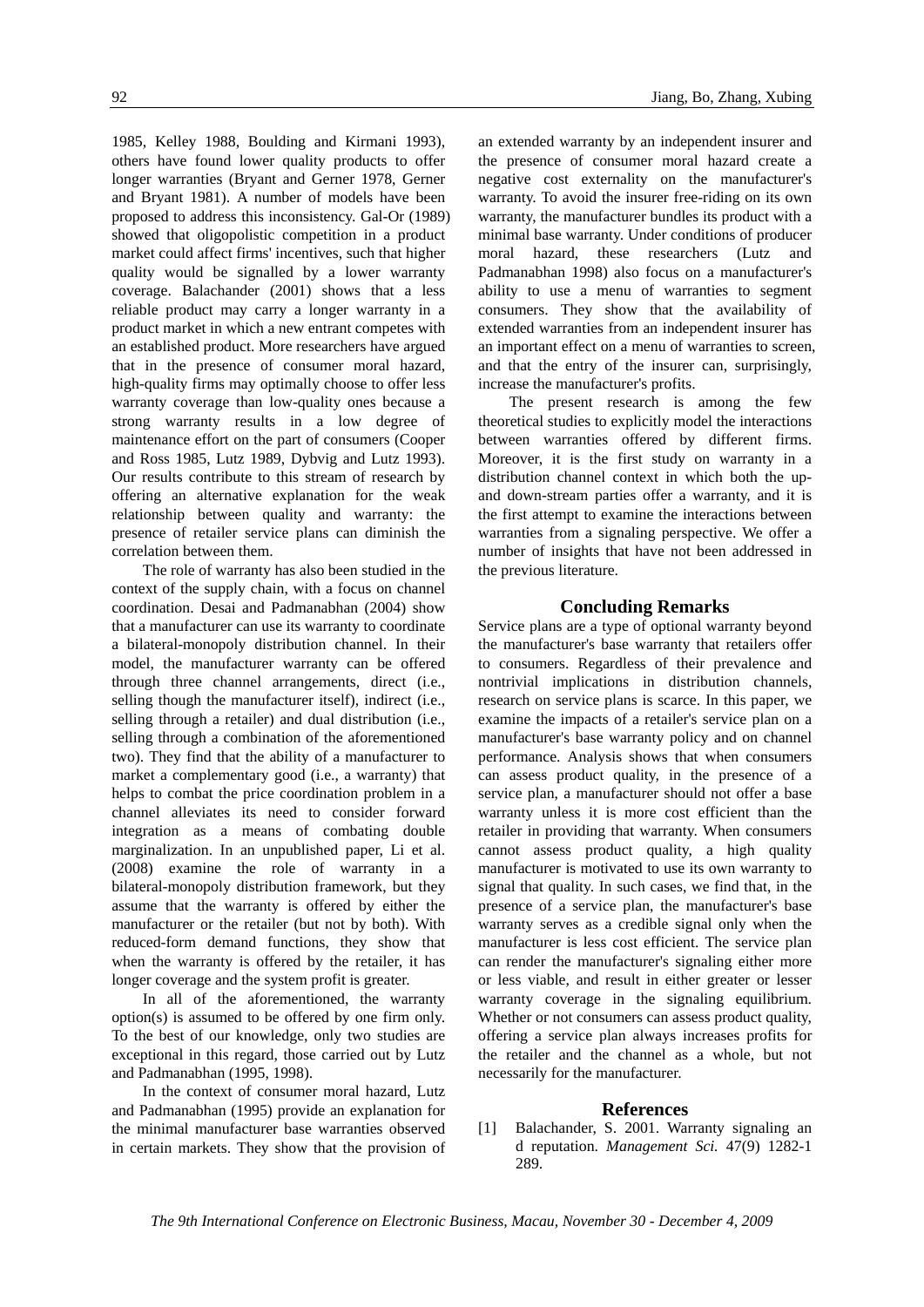1985, Kelley 1988, Boulding and Kirmani 1993), others have found lower quality products to offer longer warranties (Bryant and Gerner 1978, Gerner and Bryant 1981). A number of models have been proposed to address this inconsistency. Gal-Or (1989) showed that oligopolistic competition in a product market could affect firms' incentives, such that higher quality would be signalled by a lower warranty coverage. Balachander (2001) shows that a less reliable product may carry a longer warranty in a product market in which a new entrant competes with an established product. More researchers have argued that in the presence of consumer moral hazard, high-quality firms may optimally choose to offer less warranty coverage than low-quality ones because a strong warranty results in a low degree of maintenance effort on the part of consumers (Cooper and Ross 1985, Lutz 1989, Dybvig and Lutz 1993). Our results contribute to this stream of research by offering an alternative explanation for the weak relationship between quality and warranty: the presence of retailer service plans can diminish the correlation between them.

The role of warranty has also been studied in the context of the supply chain, with a focus on channel coordination. Desai and Padmanabhan (2004) show that a manufacturer can use its warranty to coordinate a bilateral-monopoly distribution channel. In their model, the manufacturer warranty can be offered through three channel arrangements, direct (i.e., selling though the manufacturer itself), indirect (i.e., selling through a retailer) and dual distribution (i.e., selling through a combination of the aforementioned two). They find that the ability of a manufacturer to market a complementary good (i.e., a warranty) that helps to combat the price coordination problem in a channel alleviates its need to consider forward integration as a means of combating double marginalization. In an unpublished paper, Li et al. (2008) examine the role of warranty in a bilateral-monopoly distribution framework, but they assume that the warranty is offered by either the manufacturer or the retailer (but not by both). With reduced-form demand functions, they show that when the warranty is offered by the retailer, it has longer coverage and the system profit is greater.

In all of the aforementioned, the warranty option(s) is assumed to be offered by one firm only. To the best of our knowledge, only two studies are exceptional in this regard, those carried out by Lutz and Padmanabhan (1995, 1998).

In the context of consumer moral hazard, Lutz and Padmanabhan (1995) provide an explanation for the minimal manufacturer base warranties observed in certain markets. They show that the provision of an extended warranty by an independent insurer and the presence of consumer moral hazard create a negative cost externality on the manufacturer's warranty. To avoid the insurer free-riding on its own warranty, the manufacturer bundles its product with a minimal base warranty. Under conditions of producer moral hazard, these researchers (Lutz and Padmanabhan 1998) also focus on a manufacturer's ability to use a menu of warranties to segment consumers. They show that the availability of extended warranties from an independent insurer has an important effect on a menu of warranties to screen, and that the entry of the insurer can, surprisingly, increase the manufacturer's profits.

The present research is among the few theoretical studies to explicitly model the interactions between warranties offered by different firms. Moreover, it is the first study on warranty in a distribution channel context in which both the up- and down-stream parties offer a warranty, and it is the first attempt to examine the interactions between warranties from a signaling perspective. We offer a number of insights that have not been addressed in the previous literature.

## Concluding Remarks

Service plans are a type of optional warranty beyond the manufacturer's base warranty that retailers offer to consumers. Regardless of their prevalence and nontrivial implications in distribution channels, research on service plans is scarce. In this paper, we examine the impacts of a retailer's service plan on a manufacturer's base warranty policy and on channel performance. Analysis shows that when consumers can assess product quality, in the presence of a service plan, a manufacturer should not offer a base warranty unless it is more cost efficient than the retailer in providing that warranty. When consumers cannot assess product quality, a high quality manufacturer is motivated to use its own warranty to signal that quality. In such cases, we find that, in the presence of a service plan, the manufacturer's base warranty serves as a credible signal only when the manufacturer is less cost efficient. The service plan can render the manufacturer's signaling either more or less viable, and result in either greater or lesser warranty coverage in the signaling equilibrium. Whether or not consumers can assess product quality, offering a service plan always increases profits for the retailer and the channel as a whole, but not necessarily for the manufacturer.

## References

[1] Balachander, S. 2001. Warranty signaling an d reputation. *Management Sci.* 47(9) 1282-1 289.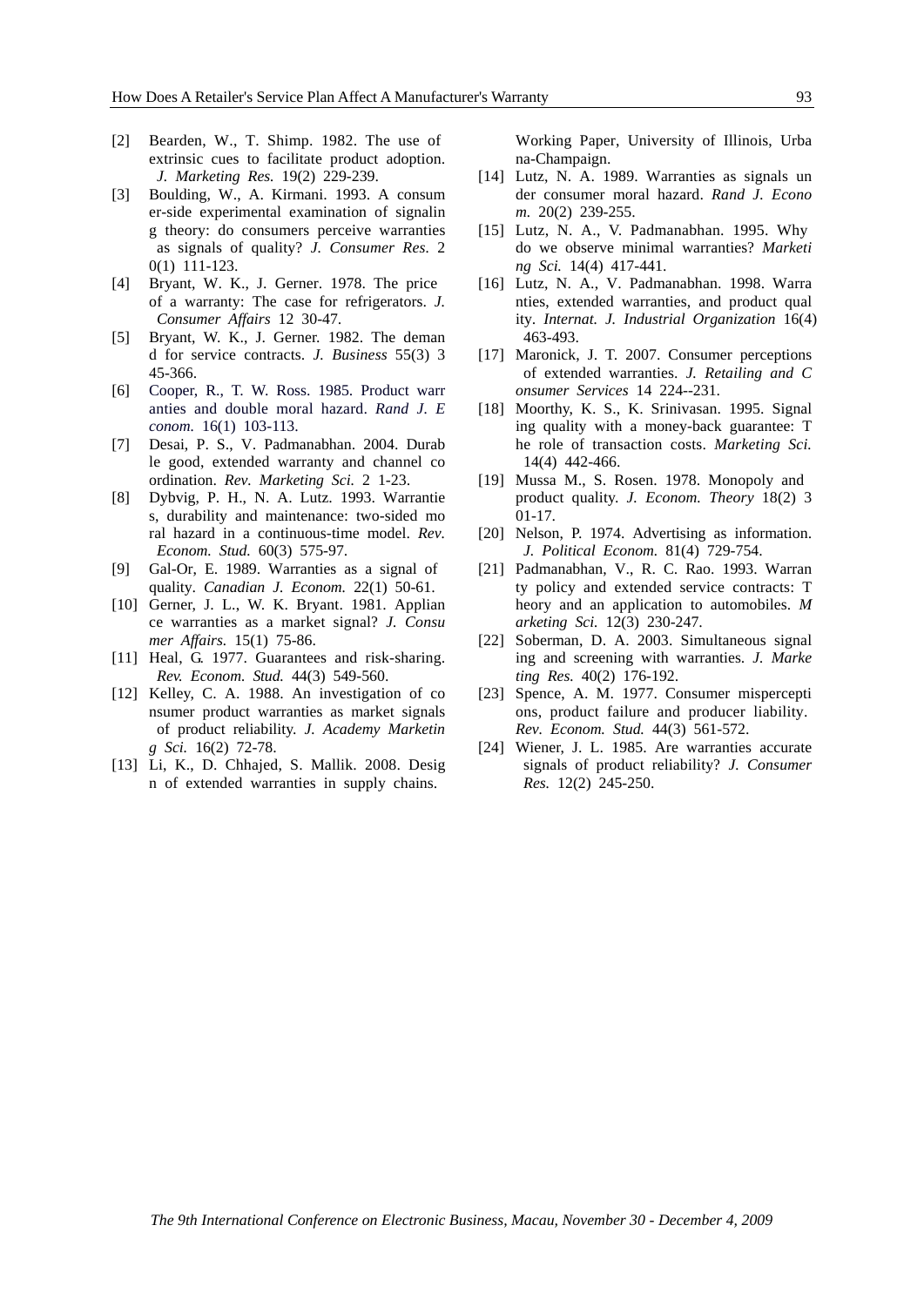[2] Bearden, W., T. Shimp. 1982. The use of extrinsic cues to facilitate product adoption. *J. Marketing Res.* 19(2) 229-239.

[3] Boulding, W., A. Kirmani. 1993. A consumer-side experimental examination of signaling theory: do consumers perceive warranties as signals of quality? *J. Consumer Res.* 20(1) 111-123.

[4] Bryant, W. K., J. Gerner. 1978. The price of a warranty: The case for refrigerators. *J. Consumer Affairs* 12 30-47.

[5] Bryant, W. K., J. Gerner. 1982. The demand for service contracts. *J. Business* 55(3) 345-366.

[6] Cooper, R., T. W. Ross. 1985. Product warranties and double moral hazard. *Rand J. Econom.* 16(1) 103-113.

[7] Desai, P. S., V. Padmanabhan. 2004. Durable good, extended warranty and channel coordination. *Rev. Marketing Sci.* 2 1-23.

[8] Dybvig, P. H., N. A. Lutz. 1993. Warranties, durability and maintenance: two-sided moral hazard in a continuous-time model. *Rev. Econom. Stud.* 60(3) 575-97.

[9] Gal-Or, E. 1989. Warranties as a signal of quality. *Canadian J. Econom.* 22(1) 50-61.

[10] Gerner, J. L., W. K. Bryant. 1981. Appliance warranties as a market signal? *J. Consumer Affairs.* 15(1) 75-86.

[11] Heal, G. 1977. Guarantees and risk-sharing. *Rev. Econom. Stud.* 44(3) 549-560.

[12] Kelley, C. A. 1988. An investigation of consumer product warranties as market signals of product reliability. *J. Academy Marketing Sci.* 16(2) 72-78.

[13] Li, K., D. Chhajed, S. Mallik. 2008. Design of extended warranties in supply chains. Working Paper, University of Illinois, Urbana-Champaign.

[14] Lutz, N. A. 1989. Warranties as signals under consumer moral hazard. *Rand J. Econom.* 20(2) 239-255.

[15] Lutz, N. A., V. Padmanabhan. 1995. Why do we observe minimal warranties? *Marketing Sci.* 14(4) 417-441.

[16] Lutz, N. A., V. Padmanabhan. 1998. Warranties, extended warranties, and product quality. *Internat. J. Industrial Organization* 16(4) 463-493.

[17] Maronick, J. T. 2007. Consumer perceptions of extended warranties. *J. Retailing and Consumer Services* 14 224--231.

[18] Moorthy, K. S., K. Srinivasan. 1995. Signaling quality with a money-back guarantee: The role of transaction costs. *Marketing Sci.* 14(4) 442-466.

[19] Mussa M., S. Rosen. 1978. Monopoly and product quality. *J. Econom. Theory* 18(2) 301-17.

[20] Nelson, P. 1974. Advertising as information. *J. Political Econom.* 81(4) 729-754.

[21] Padmanabhan, V., R. C. Rao. 1993. Warranty policy and extended service contracts: Theory and an application to automobiles. *Marketing Sci.* 12(3) 230-247.

[22] Soberman, D. A. 2003. Simultaneous signaling and screening with warranties. *J. Marketing Res.* 40(2) 176-192.

[23] Spence, A. M. 1977. Consumer misperceptions, product failure and producer liability. *Rev. Econom. Stud.* 44(3) 561-572.

[24] Wiener, J. L. 1985. Are warranties accurate signals of product reliability? *J. Consumer Res.* 12(2) 245-250.